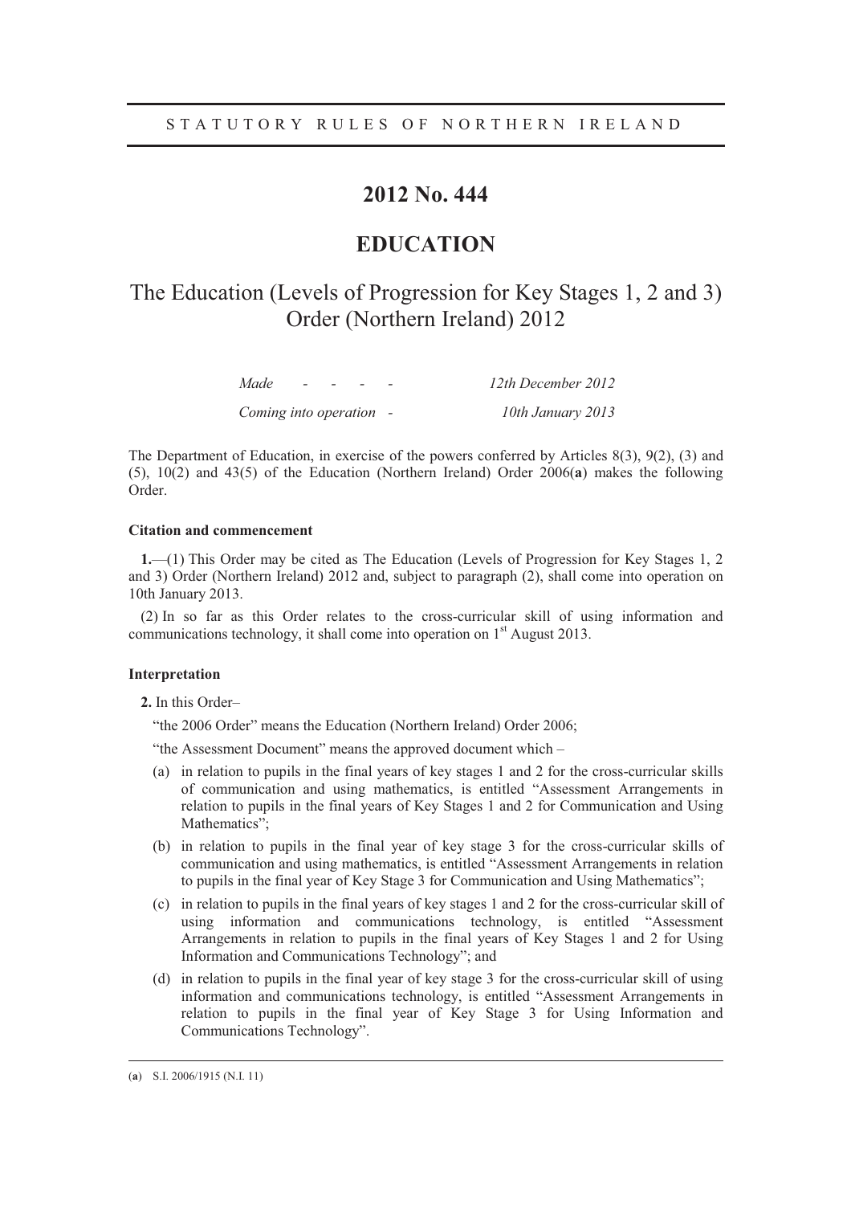STATUTORY RULES OF NORTHERN IRELAND

# 2012 No. 444

# EDUCATION

## The Education (Levels of Progression for Key Stages 1, 2 and 3) Order (Northern Ireland) 2012

*Made - - - - 12th December 2012*

*Coming into operation - 10th January 2013*

The Department of Education, in exercise of the powers conferred by Articles 8(3), 9(2), (3) and (5), 10(2) and 43(5) of the Education (Northern Ireland) Order 2006(**a**) makes the following Order.

### Citation and commencement

**1.**—(1) This Order may be cited as The Education (Levels of Progression for Key Stages 1, 2 and 3) Order (Northern Ireland) 2012 and, subject to paragraph (2), shall come into operation on 10th January 2013.

(2) In so far as this Order relates to the cross-curricular skill of using information and communications technology, it shall come into operation on 1st August 2013.

### Interpretation

**2.** In this Order–

"the 2006 Order" means the Education (Northern Ireland) Order 2006;

"the Assessment Document" means the approved document which –

(a) in relation to pupils in the final years of key stages 1 and 2 for the cross-curricular skills of communication and using mathematics, is entitled "Assessment Arrangements in relation to pupils in the final years of Key Stages 1 and 2 for Communication and Using Mathematics";

(b) in relation to pupils in the final year of key stage 3 for the cross-curricular skills of communication and using mathematics, is entitled "Assessment Arrangements in relation to pupils in the final year of Key Stage 3 for Communication and Using Mathematics";

(c) in relation to pupils in the final years of key stages 1 and 2 for the cross-curricular skill of using information and communications technology, is entitled "Assessment Arrangements in relation to pupils in the final years of Key Stages 1 and 2 for Using Information and Communications Technology"; and

(d) in relation to pupils in the final year of key stage 3 for the cross-curricular skill of using information and communications technology, is entitled "Assessment Arrangements in relation to pupils in the final year of Key Stage 3 for Using Information and Communications Technology".

---

(**a**) S.I. 2006/1915 (N.I. 11)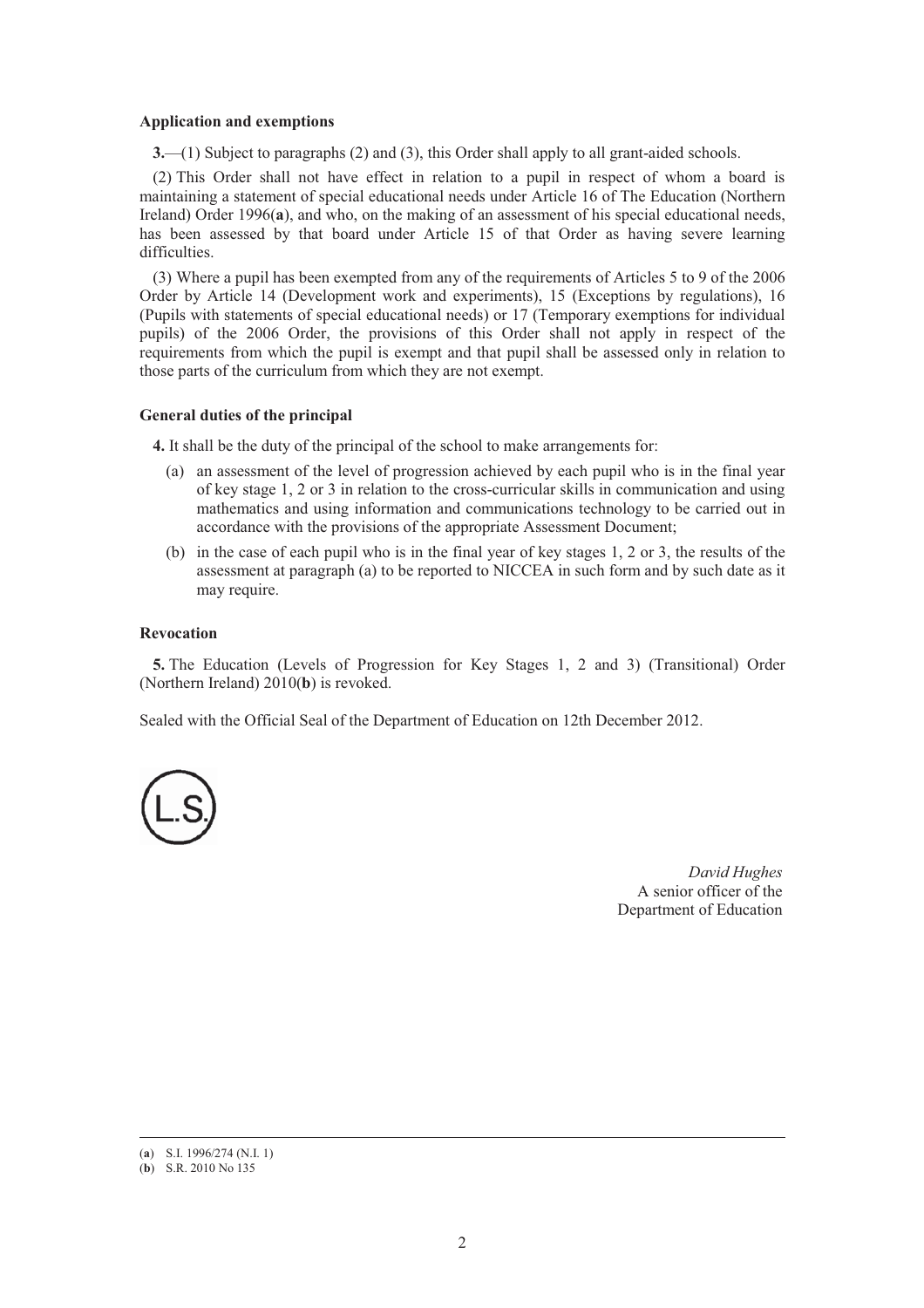**Application and exemptions**

**3.**—(1) Subject to paragraphs (2) and (3), this Order shall apply to all grant-aided schools.

(2) This Order shall not have effect in relation to a pupil in respect of whom a board is maintaining a statement of special educational needs under Article 16 of The Education (Northern Ireland) Order 1996(**a**), and who, on the making of an assessment of his special educational needs, has been assessed by that board under Article 15 of that Order as having severe learning difficulties.

(3) Where a pupil has been exempted from any of the requirements of Articles 5 to 9 of the 2006 Order by Article 14 (Development work and experiments), 15 (Exceptions by regulations), 16 (Pupils with statements of special educational needs) or 17 (Temporary exemptions for individual pupils) of the 2006 Order, the provisions of this Order shall not apply in respect of the requirements from which the pupil is exempt and that pupil shall be assessed only in relation to those parts of the curriculum from which they are not exempt.

**General duties of the principal**

**4.** It shall be the duty of the principal of the school to make arrangements for:

(a) an assessment of the level of progression achieved by each pupil who is in the final year of key stage 1, 2 or 3 in relation to the cross-curricular skills in communication and using mathematics and using information and communications technology to be carried out in accordance with the provisions of the appropriate Assessment Document;

(b) in the case of each pupil who is in the final year of key stages 1, 2 or 3, the results of the assessment at paragraph (a) to be reported to NICCEA in such form and by such date as it may require.

**Revocation**

**5.** The Education (Levels of Progression for Key Stages 1, 2 and 3) (Transitional) Order (Northern Ireland) 2010(**b**) is revoked.

Sealed with the Official Seal of the Department of Education on 12th December 2012.

(L.S.)

*David Hughes*
A senior officer of the
Department of Education

---

(**a**) S.I. 1996/274 (N.I. 1)
(**b**) S.R. 2010 No 135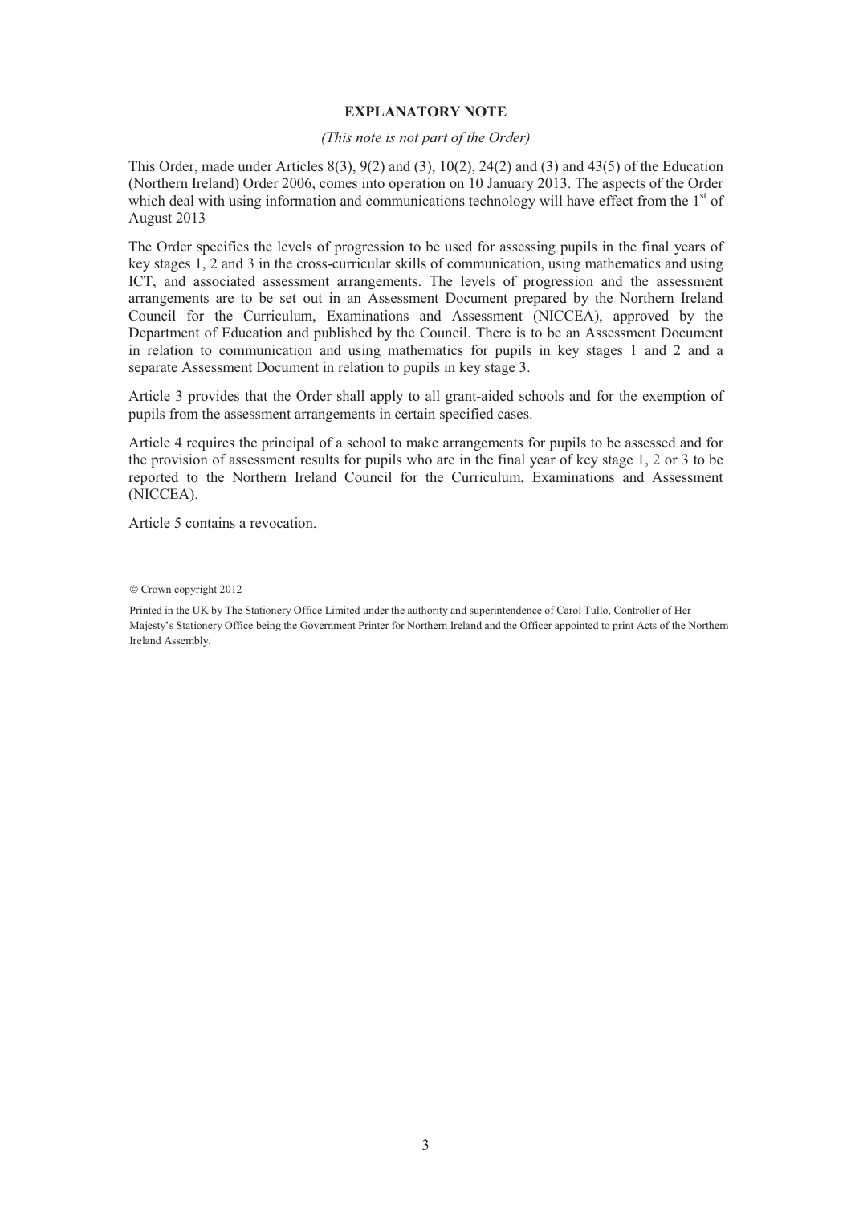**EXPLANATORY NOTE**

*(This note is not part of the Order)*

This Order, made under Articles 8(3), 9(2) and (3), 10(2), 24(2) and (3) and 43(5) of the Education (Northern Ireland) Order 2006, comes into operation on 10 January 2013. The aspects of the Order which deal with using information and communications technology will have effect from the 1st of August 2013

The Order specifies the levels of progression to be used for assessing pupils in the final years of key stages 1, 2 and 3 in the cross-curricular skills of communication, using mathematics and using ICT, and associated assessment arrangements. The levels of progression and the assessment arrangements are to be set out in an Assessment Document prepared by the Northern Ireland Council for the Curriculum, Examinations and Assessment (NICCEA), approved by the Department of Education and published by the Council. There is to be an Assessment Document in relation to communication and using mathematics for pupils in key stages 1 and 2 and a separate Assessment Document in relation to pupils in key stage 3.

Article 3 provides that the Order shall apply to all grant-aided schools and for the exemption of pupils from the assessment arrangements in certain specified cases.

Article 4 requires the principal of a school to make arrangements for pupils to be assessed and for the provision of assessment results for pupils who are in the final year of key stage 1, 2 or 3 to be reported to the Northern Ireland Council for the Curriculum, Examinations and Assessment (NICCEA).

Article 5 contains a revocation.

---

© Crown copyright 2012

Printed in the UK by The Stationery Office Limited under the authority and superintendence of Carol Tullo, Controller of Her Majesty's Stationery Office being the Government Printer for Northern Ireland and the Officer appointed to print Acts of the Northern Ireland Assembly.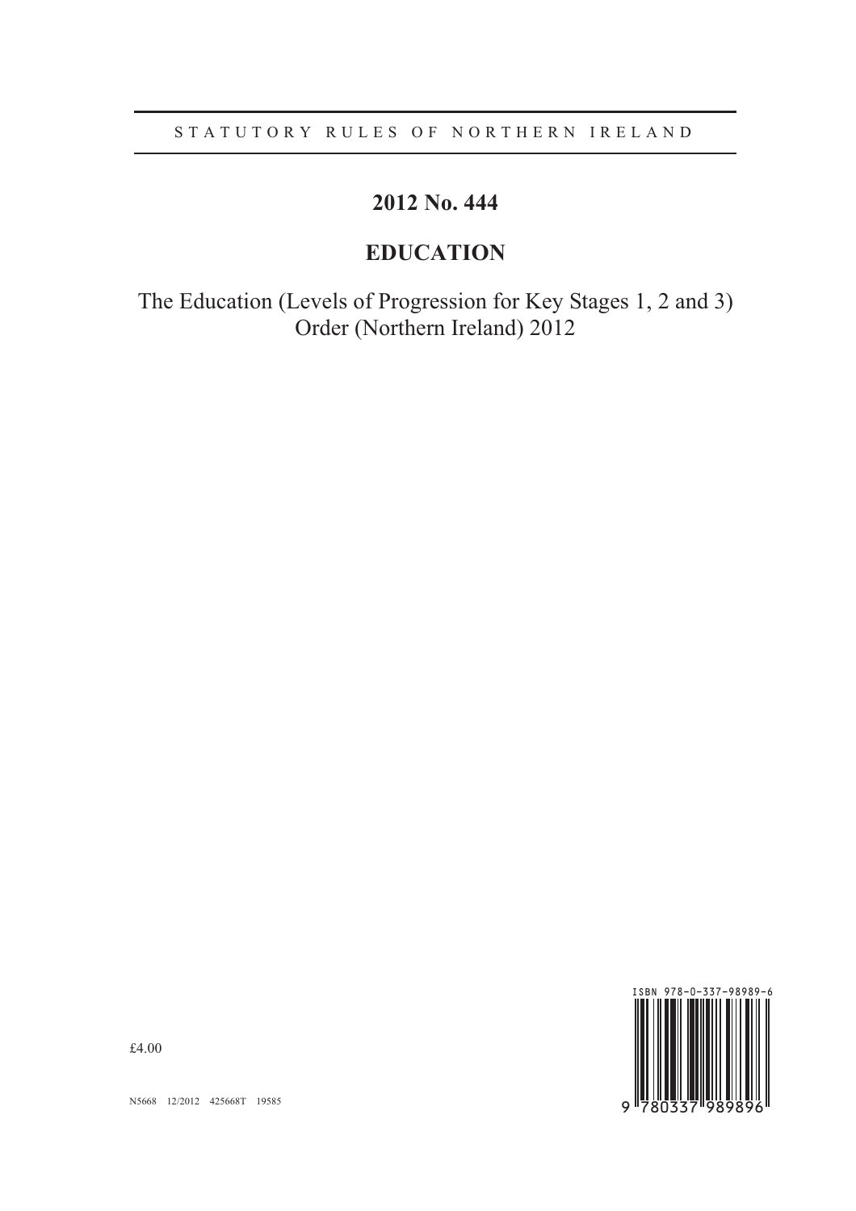STATUTORY RULES OF NORTHERN IRELAND

# 2012 No. 444

## EDUCATION

The Education (Levels of Progression for Key Stages 1, 2 and 3) Order (Northern Ireland) 2012

ISBN 978-0-337-98989-6

£4.00

N5668 12/2012 425668T 19585